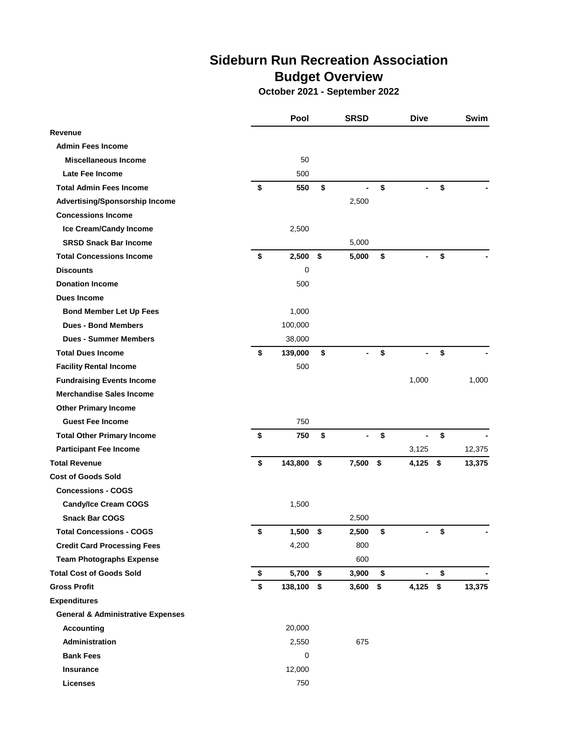# Sideburn Run Recreation Association

## Budget Overview

### October 2021 - September 2022

| | Pool | SRSD | Dive | Swim |
|---|---|---|---|---|
| **Revenue** | | | | |
| **Admin Fees Income** | | | | |
| **Miscellaneous Income** | 50 | | | |
| **Late Fee Income** | 500 | | | |
| **Total Admin Fees Income** | $ 550 | $ - | $ - | $ - |
| **Advertising/Sponsorship Income** | | 2,500 | | |
| **Concessions Income** | | | | |
| **Ice Cream/Candy Income** | 2,500 | | | |
| **SRSD Snack Bar Income** | | 5,000 | | |
| **Total Concessions Income** | $ 2,500 | $ 5,000 | $ - | $ - |
| **Discounts** | 0 | | | |
| **Donation Income** | 500 | | | |
| **Dues Income** | | | | |
| **Bond Member Let Up Fees** | 1,000 | | | |
| **Dues - Bond Members** | 100,000 | | | |
| **Dues - Summer Members** | 38,000 | | | |
| **Total Dues Income** | $ 139,000 | $ - | $ - | $ - |
| **Facility Rental Income** | 500 | | | |
| **Fundraising Events Income** | | | 1,000 | 1,000 |
| **Merchandise Sales Income** | | | | |
| **Other Primary Income** | | | | |
| **Guest Fee Income** | 750 | | | |
| **Total Other Primary Income** | $ 750 | $ - | $ - | $ - |
| **Participant Fee Income** | | | 3,125 | 12,375 |
| **Total Revenue** | $ 143,800 | $ 7,500 | $ 4,125 | $ 13,375 |
| **Cost of Goods Sold** | | | | |
| **Concessions - COGS** | | | | |
| **Candy/Ice Cream COGS** | 1,500 | | | |
| **Snack Bar COGS** | | 2,500 | | |
| **Total Concessions - COGS** | $ 1,500 | $ 2,500 | $ - | $ - |
| **Credit Card Processing Fees** | 4,200 | 800 | | |
| **Team Photographs Expense** | | 600 | | |
| **Total Cost of Goods Sold** | $ 5,700 | $ 3,900 | $ - | $ - |
| **Gross Profit** | $ 138,100 | $ 3,600 | $ 4,125 | $ 13,375 |
| **Expenditures** | | | | |
| **General & Administrative Expenses** | | | | |
| **Accounting** | 20,000 | | | |
| **Administration** | 2,550 | 675 | | |
| **Bank Fees** | 0 | | | |
| **Insurance** | 12,000 | | | |
| **Licenses** | 750 | | | |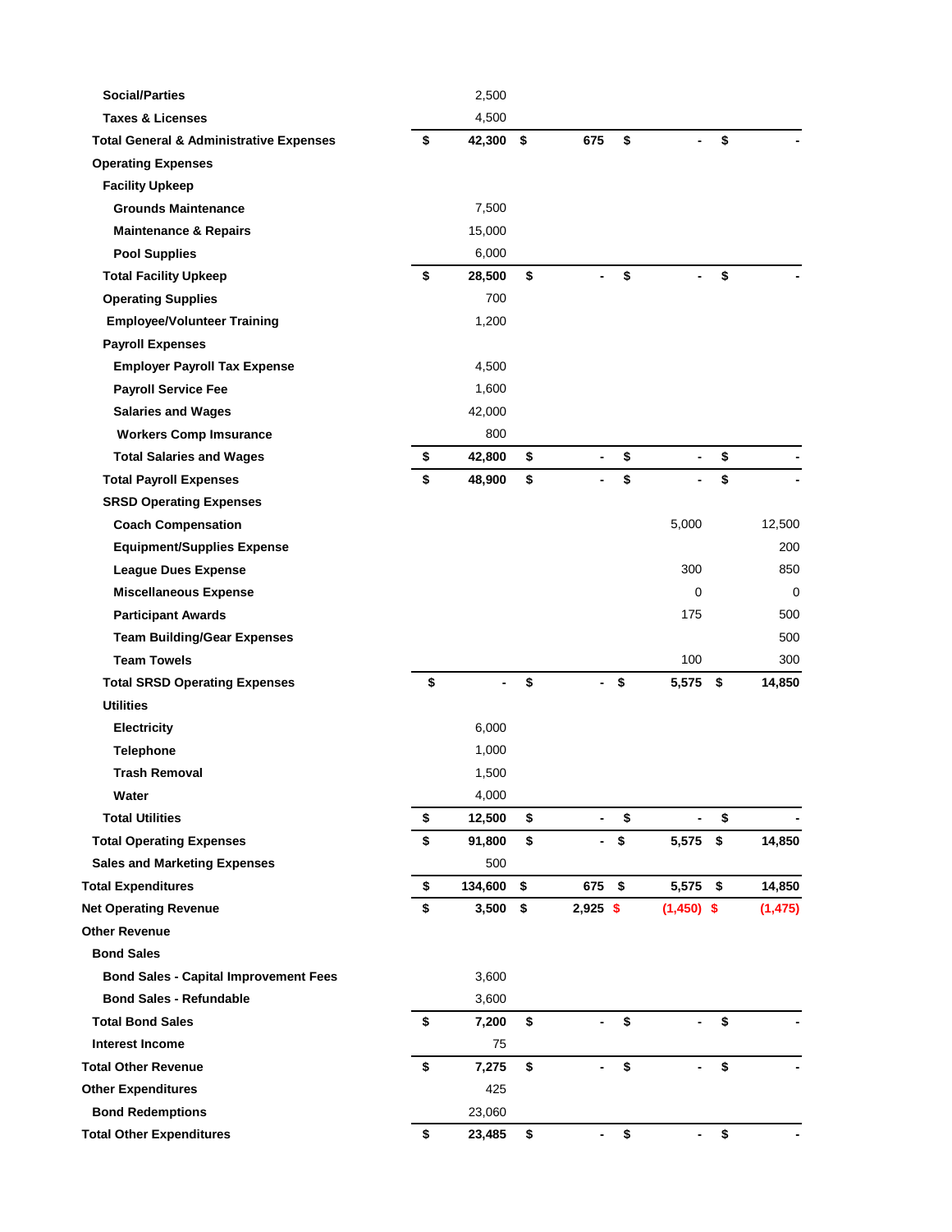| | | | | |
|---|---|---|---|---|
| Social/Parties | 2,500 | | | |
| Taxes & Licenses | 4,500 | | | |
| **Total General & Administrative Expenses** | **$ 42,300** | **$ 675** | **$ -** | **$ -** |
| **Operating Expenses** | | | | |
| Facility Upkeep | | | | |
| Grounds Maintenance | 7,500 | | | |
| Maintenance & Repairs | 15,000 | | | |
| Pool Supplies | 6,000 | | | |
| **Total Facility Upkeep** | **$ 28,500** | **$ -** | **$ -** | **$ -** |
| Operating Supplies | 700 | | | |
| Employee/Volunteer Training | 1,200 | | | |
| Payroll Expenses | | | | |
| Employer Payroll Tax Expense | 4,500 | | | |
| Payroll Service Fee | 1,600 | | | |
| Salaries and Wages | 42,000 | | | |
| Workers Comp Imsurance | 800 | | | |
| **Total Salaries and Wages** | **$ 42,800** | **$ -** | **$ -** | **$ -** |
| **Total Payroll Expenses** | **$ 48,900** | **$ -** | **$ -** | **$ -** |
| SRSD Operating Expenses | | | | |
| Coach Compensation | | | 5,000 | 12,500 |
| Equipment/Supplies Expense | | | | 200 |
| League Dues Expense | | | 300 | 850 |
| Miscellaneous Expense | | | 0 | 0 |
| Participant Awards | | | 175 | 500 |
| Team Building/Gear Expenses | | | | 500 |
| Team Towels | | | 100 | 300 |
| **Total SRSD Operating Expenses** | **$ -** | **$ -** | **$ 5,575** | **$ 14,850** |
| Utilities | | | | |
| Electricity | 6,000 | | | |
| Telephone | 1,000 | | | |
| Trash Removal | 1,500 | | | |
| Water | 4,000 | | | |
| **Total Utilities** | **$ 12,500** | **$ -** | **$ -** | **$ -** |
| **Total Operating Expenses** | **$ 91,800** | **$ -** | **$ 5,575** | **$ 14,850** |
| Sales and Marketing Expenses | 500 | | | |
| **Total Expenditures** | **$ 134,600** | **$ 675** | **$ 5,575** | **$ 14,850** |
| **Net Operating Revenue** | **$ 3,500** | **$ 2,925** | **$ (1,450)** | **$ (1,475)** |
| **Other Revenue** | | | | |
| Bond Sales | | | | |
| Bond Sales - Capital Improvement Fees | 3,600 | | | |
| Bond Sales - Refundable | 3,600 | | | |
| **Total Bond Sales** | **$ 7,200** | **$ -** | **$ -** | **$ -** |
| Interest Income | 75 | | | |
| **Total Other Revenue** | **$ 7,275** | **$ -** | **$ -** | **$ -** |
| **Other Expenditures** | 425 | | | |
| Bond Redemptions | 23,060 | | | |
| **Total Other Expenditures** | **$ 23,485** | **$ -** | **$ -** | **$ -** |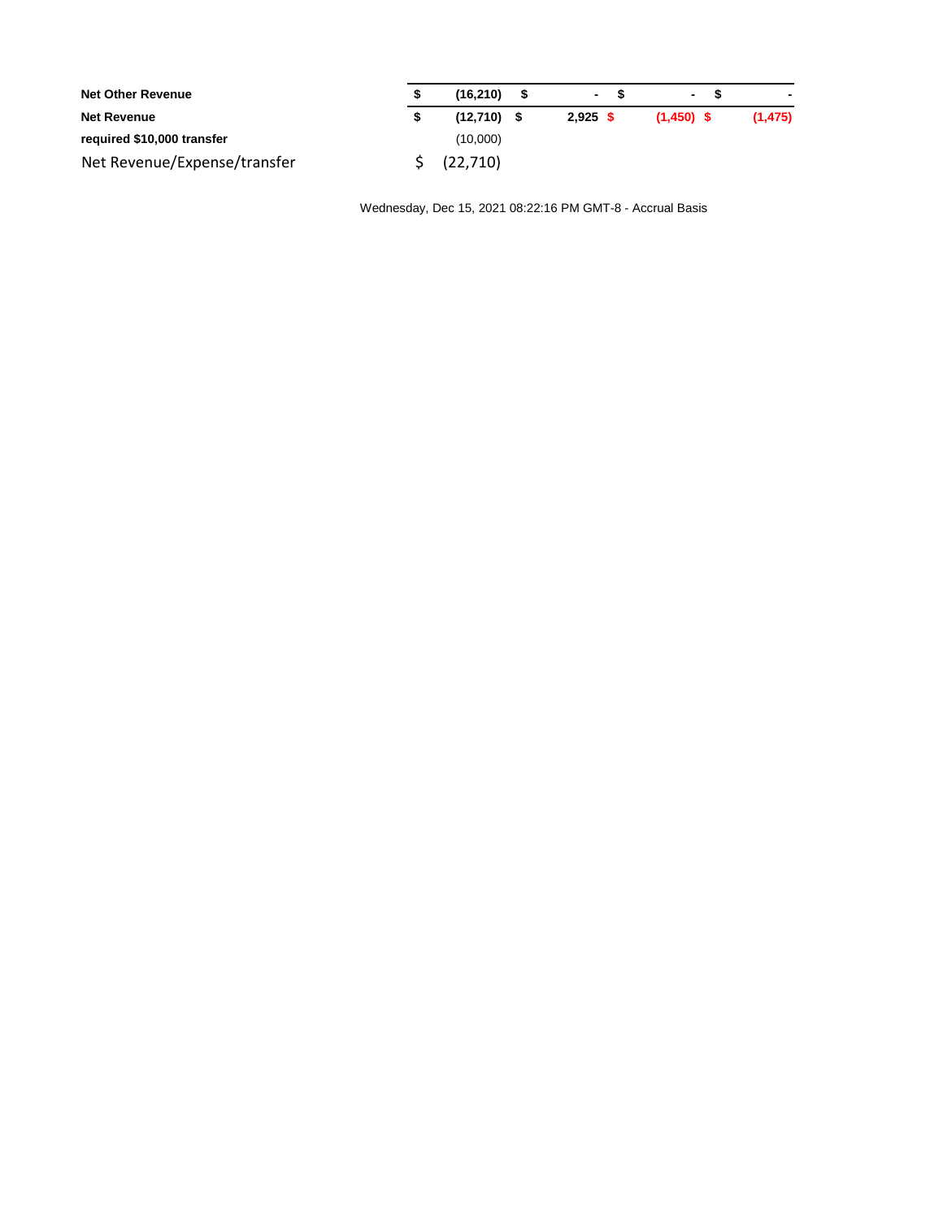| | | | | |
|---|---|---|---|---|
| **Net Other Revenue** | **$ (16,210)** | **$ -** | **$ -** | **$ -** |
| **Net Revenue** | **$ (12,710)** | **$ 2,925** | **$ (1,450)** | **$ (1,475)** |
| **required $10,000 transfer** | (10,000) | | | |
| Net Revenue/Expense/transfer | $ (22,710) | | | |

Wednesday, Dec 15, 2021 08:22:16 PM GMT-8 - Accrual Basis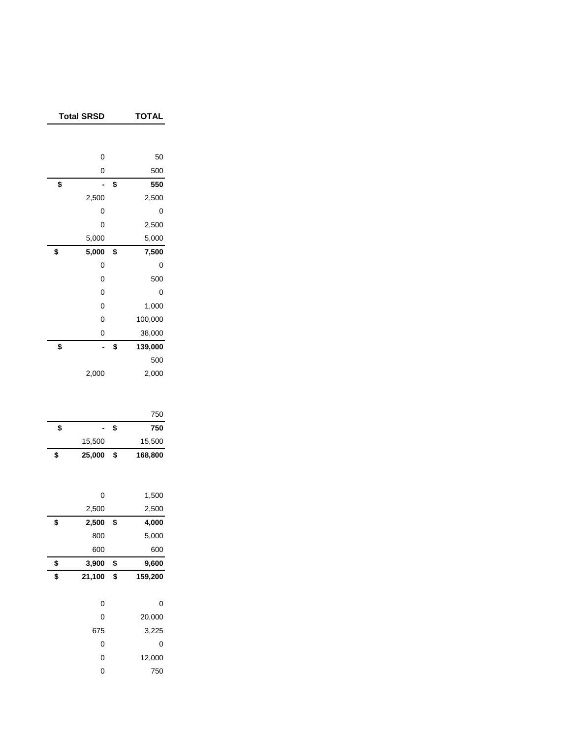| Total SRSD | TOTAL |
|---|---|
| | |
| 0 | 50 |
| 0 | 500 |
| **$ -** | **$ 550** |
| 2,500 | 2,500 |
| 0 | 0 |
| 0 | 2,500 |
| 5,000 | 5,000 |
| **$ 5,000** | **$ 7,500** |
| 0 | 0 |
| 0 | 500 |
| 0 | 0 |
| 0 | 1,000 |
| 0 | 100,000 |
| 0 | 38,000 |
| **$ -** | **$ 139,000** |
| | 500 |
| 2,000 | 2,000 |
| | |
| | 750 |
| **$ -** | **$ 750** |
| 15,500 | 15,500 |
| **$ 25,000** | **$ 168,800** |
| | |
| 0 | 1,500 |
| 2,500 | 2,500 |
| **$ 2,500** | **$ 4,000** |
| 800 | 5,000 |
| 600 | 600 |
| **$ 3,900** | **$ 9,600** |
| **$ 21,100** | **$ 159,200** |
| | |
| 0 | 0 |
| 0 | 20,000 |
| 675 | 3,225 |
| 0 | 0 |
| 0 | 12,000 |
| 0 | 750 |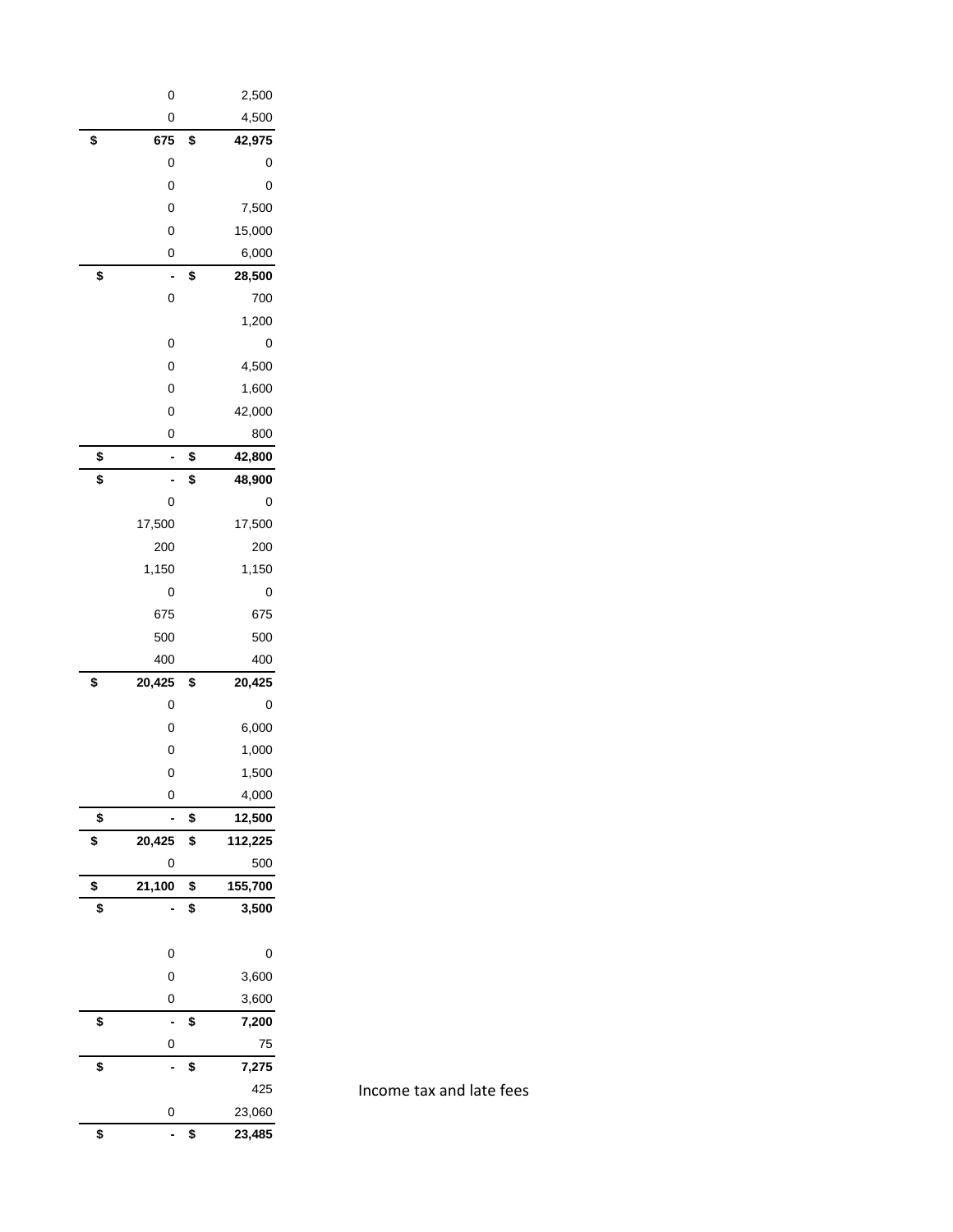| | | |
|---|---|---|
| 0 | 2,500 | |
| 0 | 4,500 | |
| **$ 675** | **$ 42,975** | |
| 0 | 0 | |
| 0 | 0 | |
| 0 | 7,500 | |
| 0 | 15,000 | |
| 0 | 6,000 | |
| **$ -** | **$ 28,500** | |
| 0 | 700 | |
| | 1,200 | |
| 0 | 0 | |
| 0 | 4,500 | |
| 0 | 1,600 | |
| 0 | 42,000 | |
| 0 | 800 | |
| **$ -** | **$ 42,800** | |
| **$ -** | **$ 48,900** | |
| 0 | 0 | |
| 17,500 | 17,500 | |
| 200 | 200 | |
| 1,150 | 1,150 | |
| 0 | 0 | |
| 675 | 675 | |
| 500 | 500 | |
| 400 | 400 | |
| **$ 20,425** | **$ 20,425** | |
| 0 | 0 | |
| 0 | 6,000 | |
| 0 | 1,000 | |
| 0 | 1,500 | |
| 0 | 4,000 | |
| **$ -** | **$ 12,500** | |
| **$ 20,425** | **$ 112,225** | |
| 0 | 500 | |
| **$ 21,100** | **$ 155,700** | |
| **$ -** | **$ 3,500** | |
| | | |
| 0 | 0 | |
| 0 | 3,600 | |
| 0 | 3,600 | |
| **$ -** | **$ 7,200** | |
| 0 | 75 | |
| **$ -** | **$ 7,275** | |
| | 425 | Income tax and late fees |
| 0 | 23,060 | |
| **$ -** | **$ 23,485** | |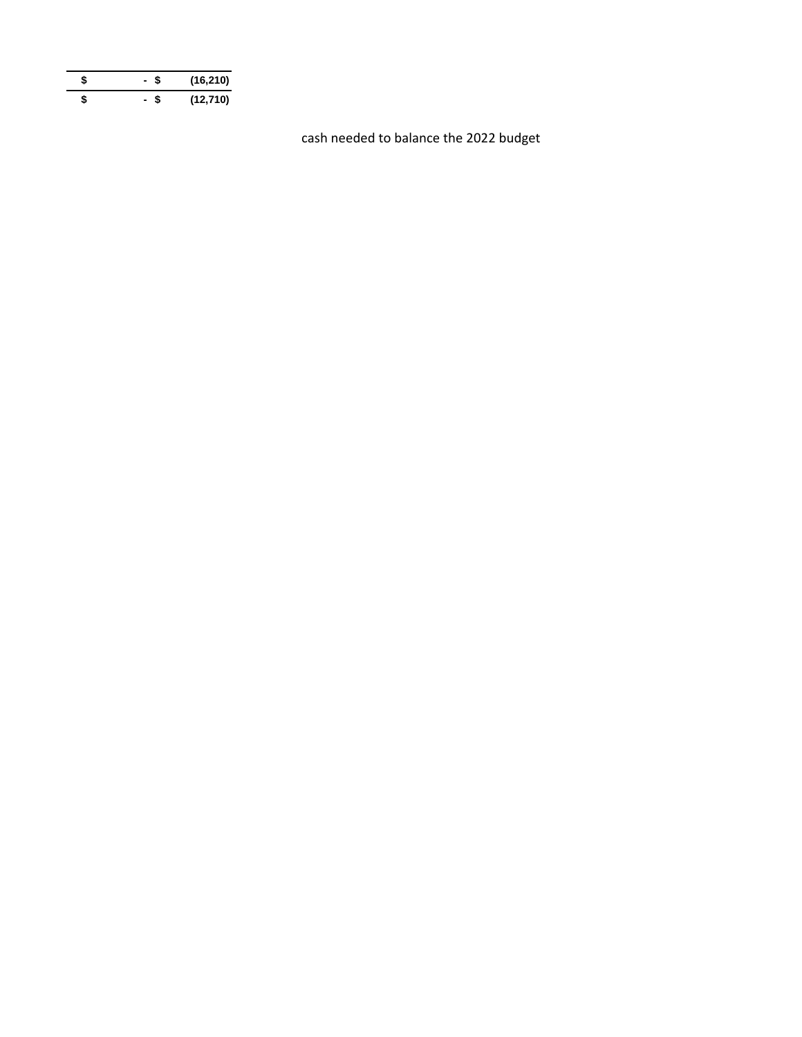| | | | |
|---|---|---|---|
| $ | - | $ | (16,210) |
| $ | - | $ | (12,710) |

cash needed to balance the 2022 budget